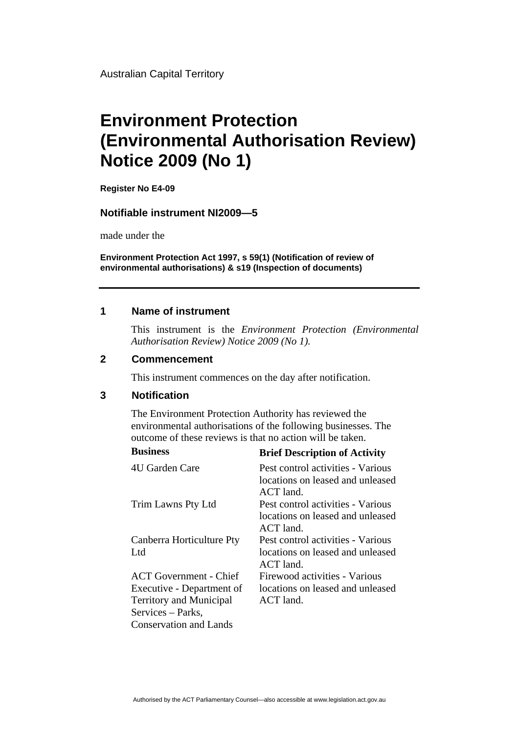Australian Capital Territory

# Environment Protection (Environmental Authorisation Review) Notice 2009 (No 1)

**Register No E4-09**

### Notifiable instrument NI2009—5

made under the

**Environment Protection Act 1997, s 59(1) (Notification of review of environmental authorisations) & s19 (Inspection of documents)**

---

## 1 Name of instrument

This instrument is the *Environment Protection (Environmental Authorisation Review) Notice 2009 (No 1).*

## 2 Commencement

This instrument commences on the day after notification.

## 3 Notification

The Environment Protection Authority has reviewed the environmental authorisations of the following businesses. The outcome of these reviews is that no action will be taken.

| Business | Brief Description of Activity |
|---|---|
| 4U Garden Care | Pest control activities - Various locations on leased and unleased ACT land. |
| Trim Lawns Pty Ltd | Pest control activities - Various locations on leased and unleased ACT land. |
| Canberra Horticulture Pty Ltd | Pest control activities - Various locations on leased and unleased ACT land. |
| ACT Government - Chief Executive - Department of Territory and Municipal Services – Parks, Conservation and Lands | Firewood activities - Various locations on leased and unleased ACT land. |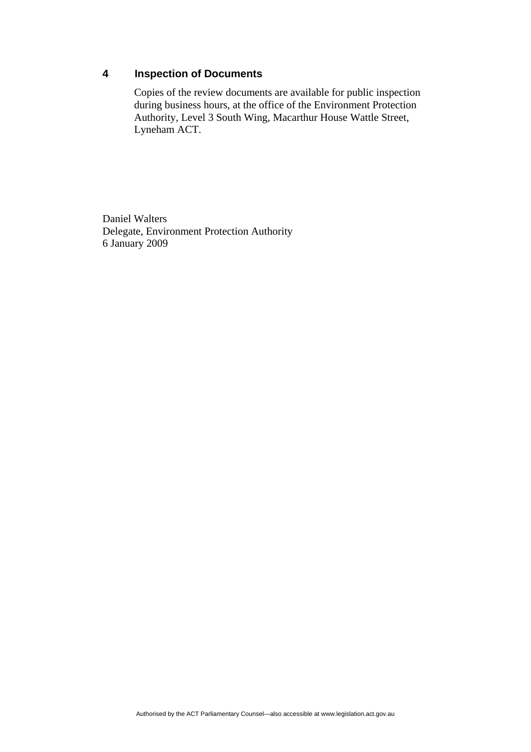## 4 Inspection of Documents

Copies of the review documents are available for public inspection during business hours, at the office of the Environment Protection Authority, Level 3 South Wing, Macarthur House Wattle Street, Lyneham ACT.

Daniel Walters
Delegate, Environment Protection Authority
6 January 2009